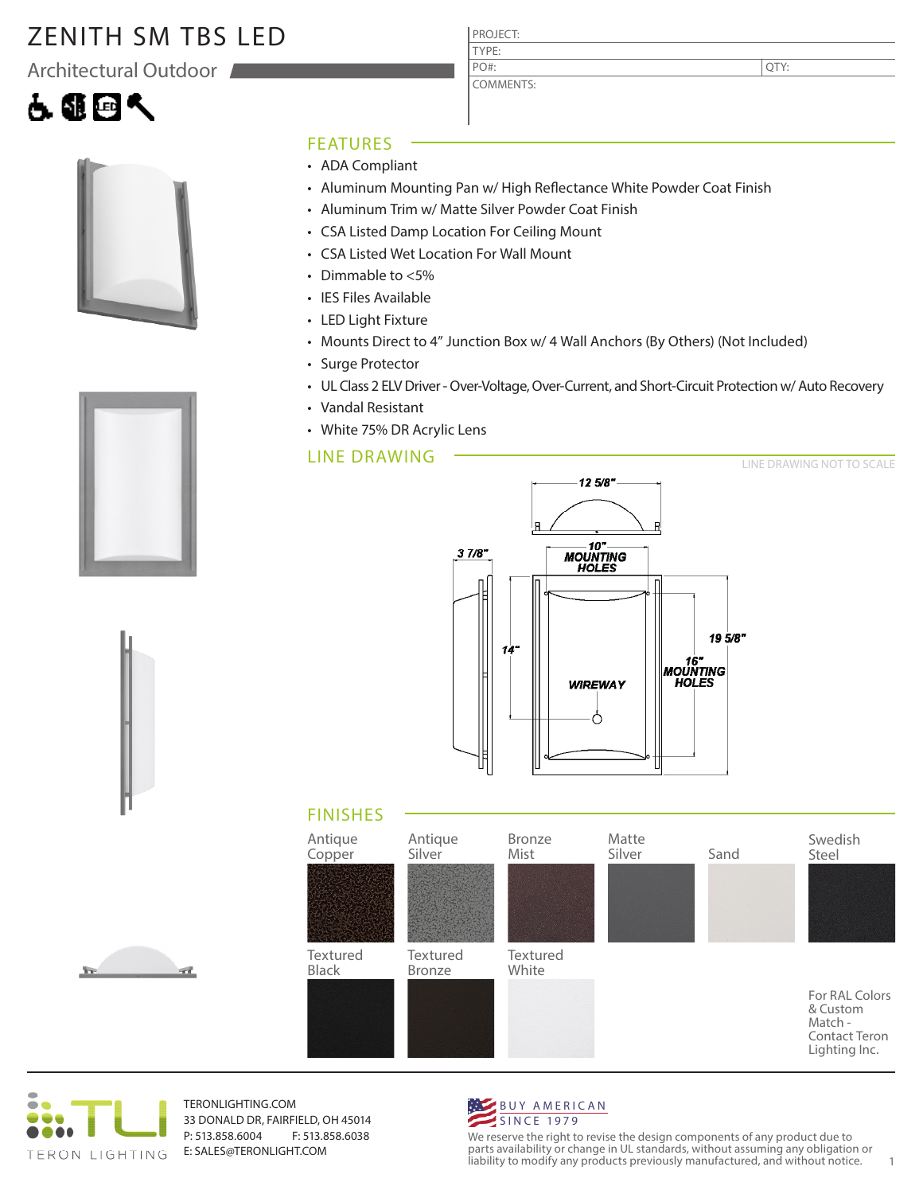# ZENITH SM TBS LED

Architectural Outdoor

| PROJECT: | |
|---|---|
| TYPE: | |
| PO#: | QTY: |
| COMMENTS: | |

## FEATURES

- ADA Compliant
- Aluminum Mounting Pan w/ High Reflectance White Powder Coat Finish
- Aluminum Trim w/ Matte Silver Powder Coat Finish
- CSA Listed Damp Location For Ceiling Mount
- CSA Listed Wet Location For Wall Mount
- Dimmable to <5%
- IES Files Available
- LED Light Fixture
- Mounts Direct to 4" Junction Box w/ 4 Wall Anchors (By Others) (Not Included)
- Surge Protector
- UL Class 2 ELV Driver - Over-Voltage, Over-Current, and Short-Circuit Protection w/ Auto Recovery
- Vandal Resistant
- White 75% DR Acrylic Lens

## LINE DRAWING

LINE DRAWING NOT TO SCALE

12 5/8"

10" MOUNTING HOLES

3 7/8"

14"

19 5/8"

16" MOUNTING HOLES

WIREWAY

## FINISHES

- Antique Copper
- Antique Silver
- Bronze Mist
- Matte Silver
- Sand
- Swedish Steel
- Textured Black
- Textured Bronze
- Textured White

For RAL Colors & Custom Match - Contact Teron Lighting Inc.

TERON LIGHTING

TERONLIGHTING.COM
33 DONALD DR, FAIRFIELD, OH 45014
P: 513.858.6004 F: 513.858.6038
E: SALES@TERONLIGHT.COM

BUY AMERICAN SINCE 1979

We reserve the right to revise the design components of any product due to parts availability or change in UL standards, without assuming any obligation or liability to modify any products previously manufactured, and without notice.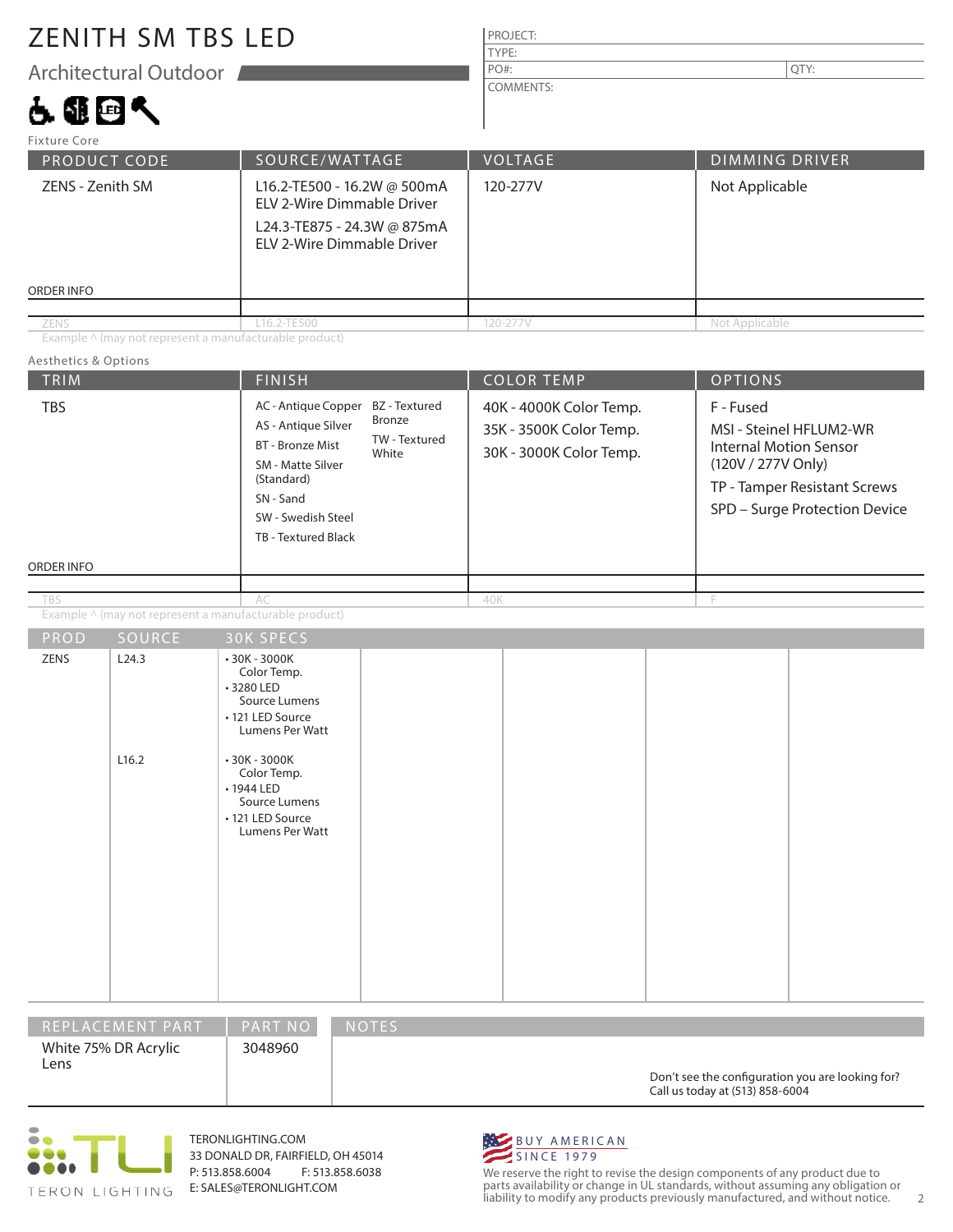# ZENITH SM TBS LED

## Architectural Outdoor

| | |
|---|---|
| PROJECT: | |
| TYPE: | |
| PO#: | QTY: |
| COMMENTS: | |

Fixture Core

| PRODUCT CODE | SOURCE/WATTAGE | VOLTAGE | DIMMING DRIVER |
|---|---|---|---|
| ZENS - Zenith SM | L16.2-TE500 - 16.2W @ 500mA ELV 2-Wire Dimmable Driver<br>L24.3-TE875 - 24.3W @ 875mA ELV 2-Wire Dimmable Driver | 120-277V | Not Applicable |
| ORDER INFO | | | |
| ZENS | L16.2-TE500 | 120-277V | Not Applicable |

Example ^ (may not represent a manufacturable product)

Aesthetics & Options

| TRIM | FINISH | COLOR TEMP | OPTIONS |
|---|---|---|---|
| TBS | AC - Antique Copper<br>AS - Antique Silver<br>BT - Bronze Mist<br>SM - Matte Silver (Standard)<br>SN - Sand<br>SW - Swedish Steel<br>TB - Textured Black<br>BZ - Textured Bronze<br>TW - Textured White | 40K - 4000K Color Temp.<br>35K - 3500K Color Temp.<br>30K - 3000K Color Temp. | F - Fused<br>MSI - Steinel HFLUM2-WR Internal Motion Sensor (120V / 277V Only)<br>TP - Tamper Resistant Screws<br>SPD – Surge Protection Device |
| ORDER INFO | | | |
| TBS | AC | 40K | F |

Example ^ (may not represent a manufacturable product)

| PROD | SOURCE | 30K SPECS |
|---|---|---|
| ZENS | L24.3 | • 30K - 3000K Color Temp.<br>• 3280 LED Source Lumens<br>• 121 LED Source Lumens Per Watt |
| | L16.2 | • 30K - 3000K Color Temp.<br>• 1944 LED Source Lumens<br>• 121 LED Source Lumens Per Watt |

| REPLACEMENT PART | PART NO | NOTES |
|---|---|---|
| White 75% DR Acrylic Lens | 3048960 | |

Don't see the configuration you are looking for? Call us today at (513) 858-6004

TERON LIGHTING

TERONLIGHTING.COM
33 DONALD DR, FAIRFIELD, OH 45014
P: 513.858.6004 F: 513.858.6038
E: SALES@TERONLIGHT.COM

BUY AMERICAN SINCE 1979

We reserve the right to revise the design components of any product due to parts availability or change in UL standards, without assuming any obligation or liability to modify any products previously manufactured, and without notice.